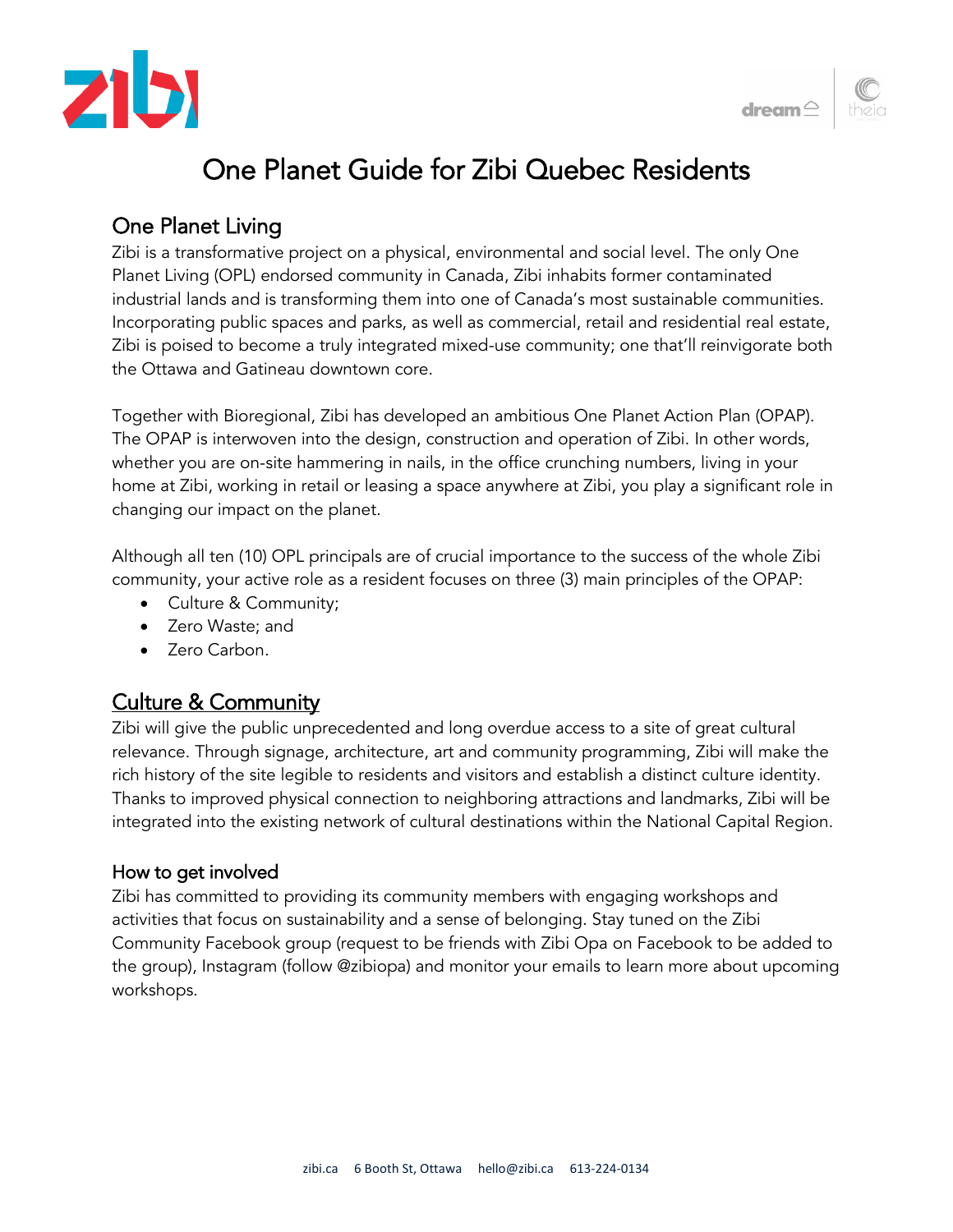# One Planet Guide for Zibi Quebec Residents

## One Planet Living

Zibi is a transformative project on a physical, environmental and social level. The only One Planet Living (OPL) endorsed community in Canada, Zibi inhabits former contaminated industrial lands and is transforming them into one of Canada's most sustainable communities. Incorporating public spaces and parks, as well as commercial, retail and residential real estate, Zibi is poised to become a truly integrated mixed-use community; one that'll reinvigorate both the Ottawa and Gatineau downtown core.

Together with Bioregional, Zibi has developed an ambitious One Planet Action Plan (OPAP). The OPAP is interwoven into the design, construction and operation of Zibi. In other words, whether you are on-site hammering in nails, in the office crunching numbers, living in your home at Zibi, working in retail or leasing a space anywhere at Zibi, you play a significant role in changing our impact on the planet.

Although all ten (10) OPL principals are of crucial importance to the success of the whole Zibi community, your active role as a resident focuses on three (3) main principles of the OPAP:

- Culture & Community;
- Zero Waste; and
- Zero Carbon.

## Culture & Community

Zibi will give the public unprecedented and long overdue access to a site of great cultural relevance. Through signage, architecture, art and community programming, Zibi will make the rich history of the site legible to residents and visitors and establish a distinct culture identity. Thanks to improved physical connection to neighboring attractions and landmarks, Zibi will be integrated into the existing network of cultural destinations within the National Capital Region.

### How to get involved

Zibi has committed to providing its community members with engaging workshops and activities that focus on sustainability and a sense of belonging. Stay tuned on the Zibi Community Facebook group (request to be friends with Zibi Opa on Facebook to be added to the group), Instagram (follow @zibiopa) and monitor your emails to learn more about upcoming workshops.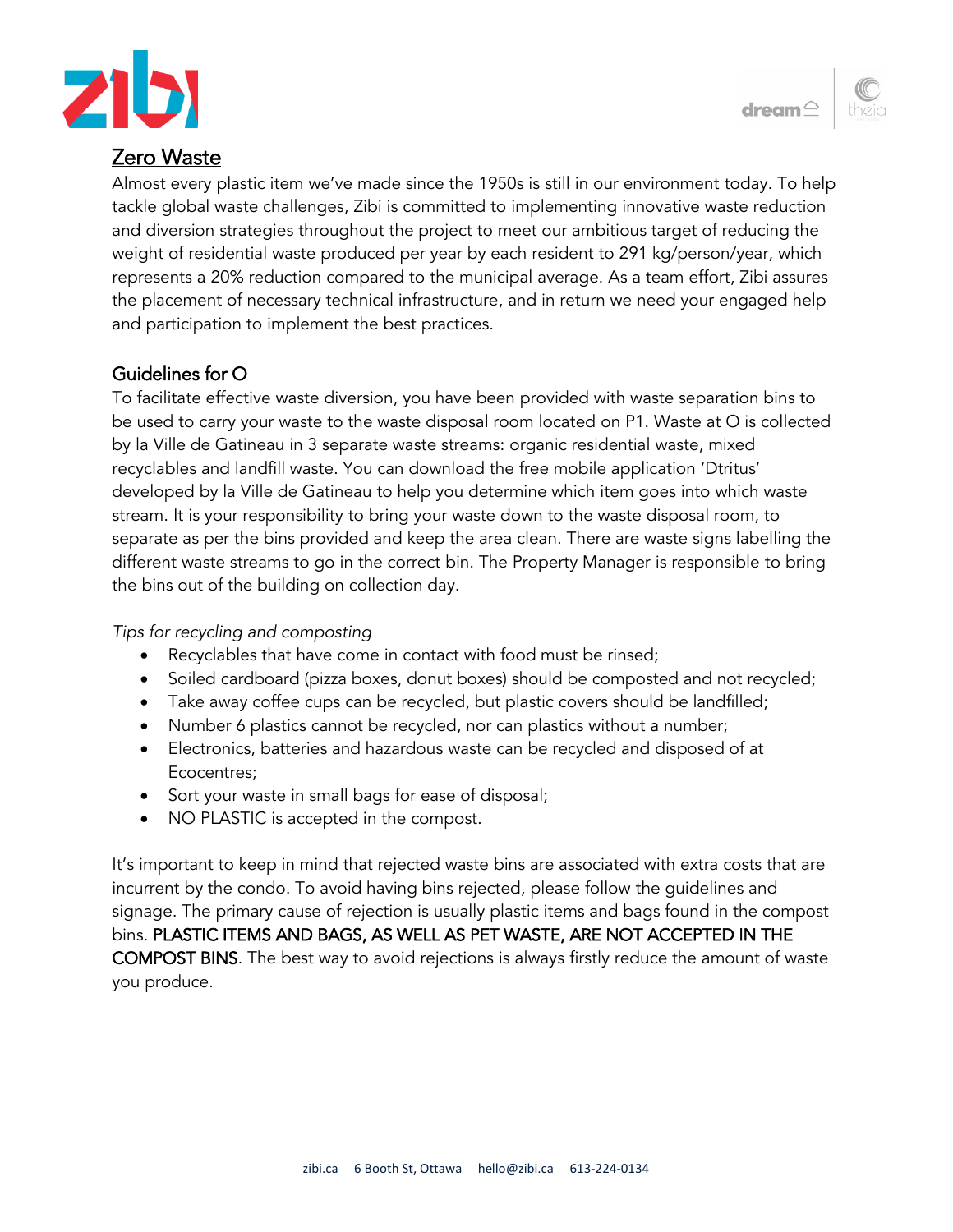## Zero Waste

Almost every plastic item we've made since the 1950s is still in our environment today. To help tackle global waste challenges, Zibi is committed to implementing innovative waste reduction and diversion strategies throughout the project to meet our ambitious target of reducing the weight of residential waste produced per year by each resident to 291 kg/person/year, which represents a 20% reduction compared to the municipal average. As a team effort, Zibi assures the placement of necessary technical infrastructure, and in return we need your engaged help and participation to implement the best practices.

### Guidelines for O

To facilitate effective waste diversion, you have been provided with waste separation bins to be used to carry your waste to the waste disposal room located on P1. Waste at O is collected by la Ville de Gatineau in 3 separate waste streams: organic residential waste, mixed recyclables and landfill waste. You can download the free mobile application 'Dtritus' developed by la Ville de Gatineau to help you determine which item goes into which waste stream. It is your responsibility to bring your waste down to the waste disposal room, to separate as per the bins provided and keep the area clean. There are waste signs labelling the different waste streams to go in the correct bin. The Property Manager is responsible to bring the bins out of the building on collection day.

*Tips for recycling and composting*

- Recyclables that have come in contact with food must be rinsed;
- Soiled cardboard (pizza boxes, donut boxes) should be composted and not recycled;
- Take away coffee cups can be recycled, but plastic covers should be landfilled;
- Number 6 plastics cannot be recycled, nor can plastics without a number;
- Electronics, batteries and hazardous waste can be recycled and disposed of at Ecocentres;
- Sort your waste in small bags for ease of disposal;
- NO PLASTIC is accepted in the compost.

It's important to keep in mind that rejected waste bins are associated with extra costs that are incurrent by the condo. To avoid having bins rejected, please follow the guidelines and signage. The primary cause of rejection is usually plastic items and bags found in the compost bins. PLASTIC ITEMS AND BAGS, AS WELL AS PET WASTE, ARE NOT ACCEPTED IN THE COMPOST BINS. The best way to avoid rejections is always firstly reduce the amount of waste you produce.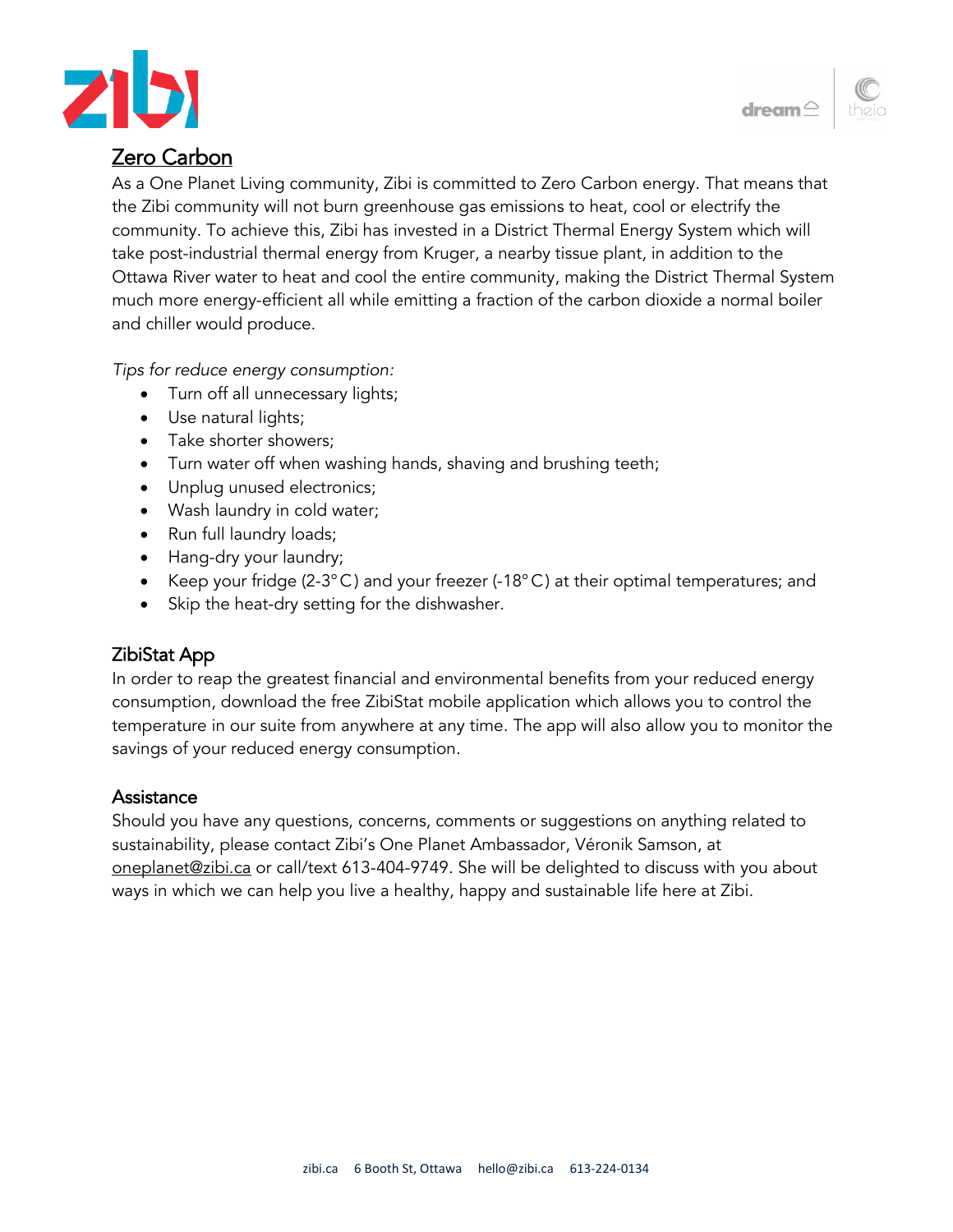## Zero Carbon

As a One Planet Living community, Zibi is committed to Zero Carbon energy. That means that the Zibi community will not burn greenhouse gas emissions to heat, cool or electrify the community. To achieve this, Zibi has invested in a District Thermal Energy System which will take post-industrial thermal energy from Kruger, a nearby tissue plant, in addition to the Ottawa River water to heat and cool the entire community, making the District Thermal System much more energy-efficient all while emitting a fraction of the carbon dioxide a normal boiler and chiller would produce.

*Tips for reduce energy consumption:*

- Turn off all unnecessary lights;
- Use natural lights;
- Take shorter showers;
- Turn water off when washing hands, shaving and brushing teeth;
- Unplug unused electronics;
- Wash laundry in cold water;
- Run full laundry loads;
- Hang-dry your laundry;
- Keep your fridge (2-3°C) and your freezer (-18°C) at their optimal temperatures; and
- Skip the heat-dry setting for the dishwasher.

## ZibiStat App

In order to reap the greatest financial and environmental benefits from your reduced energy consumption, download the free ZibiStat mobile application which allows you to control the temperature in our suite from anywhere at any time. The app will also allow you to monitor the savings of your reduced energy consumption.

## Assistance

Should you have any questions, concerns, comments or suggestions on anything related to sustainability, please contact Zibi's One Planet Ambassador, Véronik Samson, at oneplanet@zibi.ca or call/text 613-404-9749. She will be delighted to discuss with you about ways in which we can help you live a healthy, happy and sustainable life here at Zibi.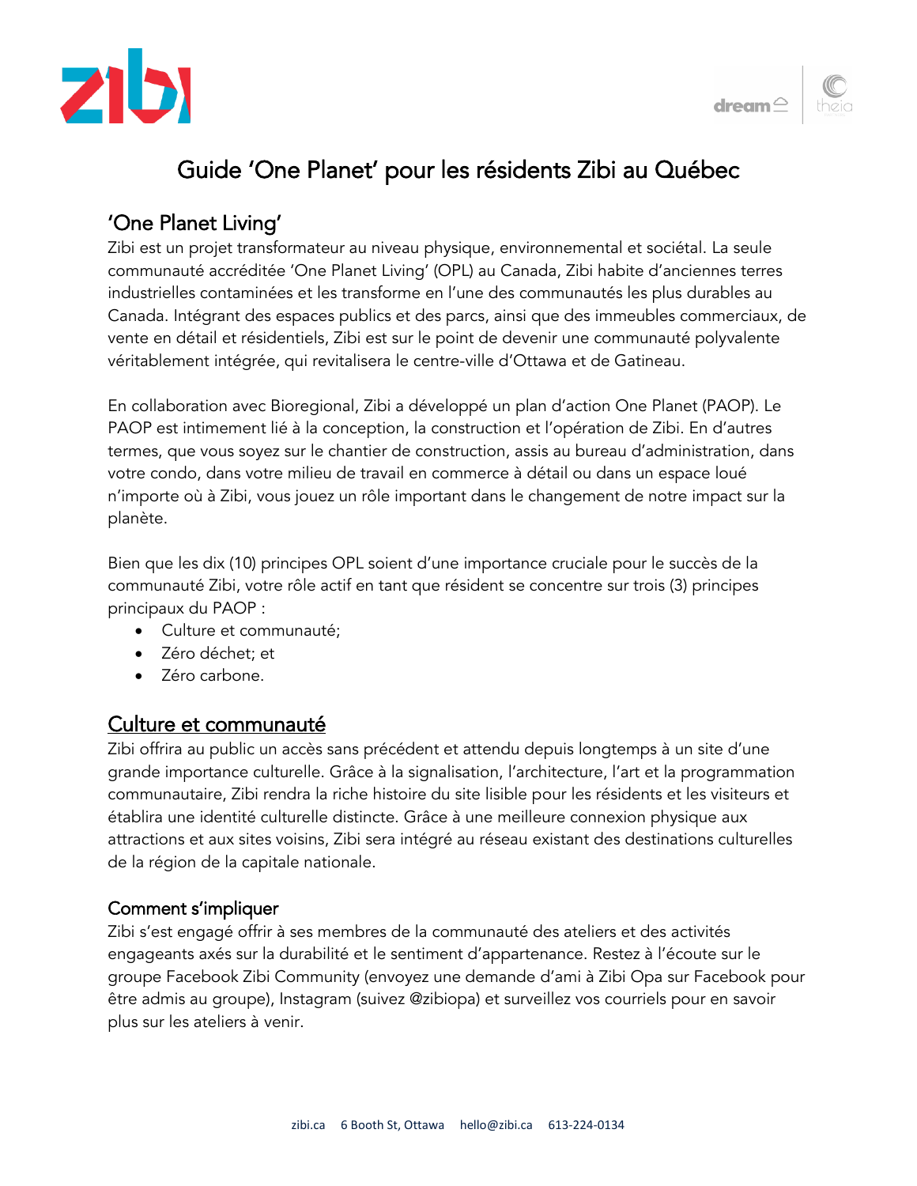# Guide 'One Planet' pour les résidents Zibi au Québec

## 'One Planet Living'

Zibi est un projet transformateur au niveau physique, environnemental et sociétal. La seule communauté accréditée 'One Planet Living' (OPL) au Canada, Zibi habite d'anciennes terres industrielles contaminées et les transforme en l'une des communautés les plus durables au Canada. Intégrant des espaces publics et des parcs, ainsi que des immeubles commerciaux, de vente en détail et résidentiels, Zibi est sur le point de devenir une communauté polyvalente véritablement intégrée, qui revitalisera le centre-ville d'Ottawa et de Gatineau.

En collaboration avec Bioregional, Zibi a développé un plan d'action One Planet (PAOP). Le PAOP est intimement lié à la conception, la construction et l'opération de Zibi. En d'autres termes, que vous soyez sur le chantier de construction, assis au bureau d'administration, dans votre condo, dans votre milieu de travail en commerce à détail ou dans un espace loué n'importe où à Zibi, vous jouez un rôle important dans le changement de notre impact sur la planète.

Bien que les dix (10) principes OPL soient d'une importance cruciale pour le succès de la communauté Zibi, votre rôle actif en tant que résident se concentre sur trois (3) principes principaux du PAOP :

- Culture et communauté;
- Zéro déchet; et
- Zéro carbone.

## Culture et communauté

Zibi offrira au public un accès sans précédent et attendu depuis longtemps à un site d'une grande importance culturelle. Grâce à la signalisation, l'architecture, l'art et la programmation communautaire, Zibi rendra la riche histoire du site lisible pour les résidents et les visiteurs et établira une identité culturelle distincte. Grâce à une meilleure connexion physique aux attractions et aux sites voisins, Zibi sera intégré au réseau existant des destinations culturelles de la région de la capitale nationale.

### Comment s'impliquer

Zibi s'est engagé offrir à ses membres de la communauté des ateliers et des activités engageants axés sur la durabilité et le sentiment d'appartenance. Restez à l'écoute sur le groupe Facebook Zibi Community (envoyez une demande d'ami à Zibi Opa sur Facebook pour être admis au groupe), Instagram (suivez @zibiopa) et surveillez vos courriels pour en savoir plus sur les ateliers à venir.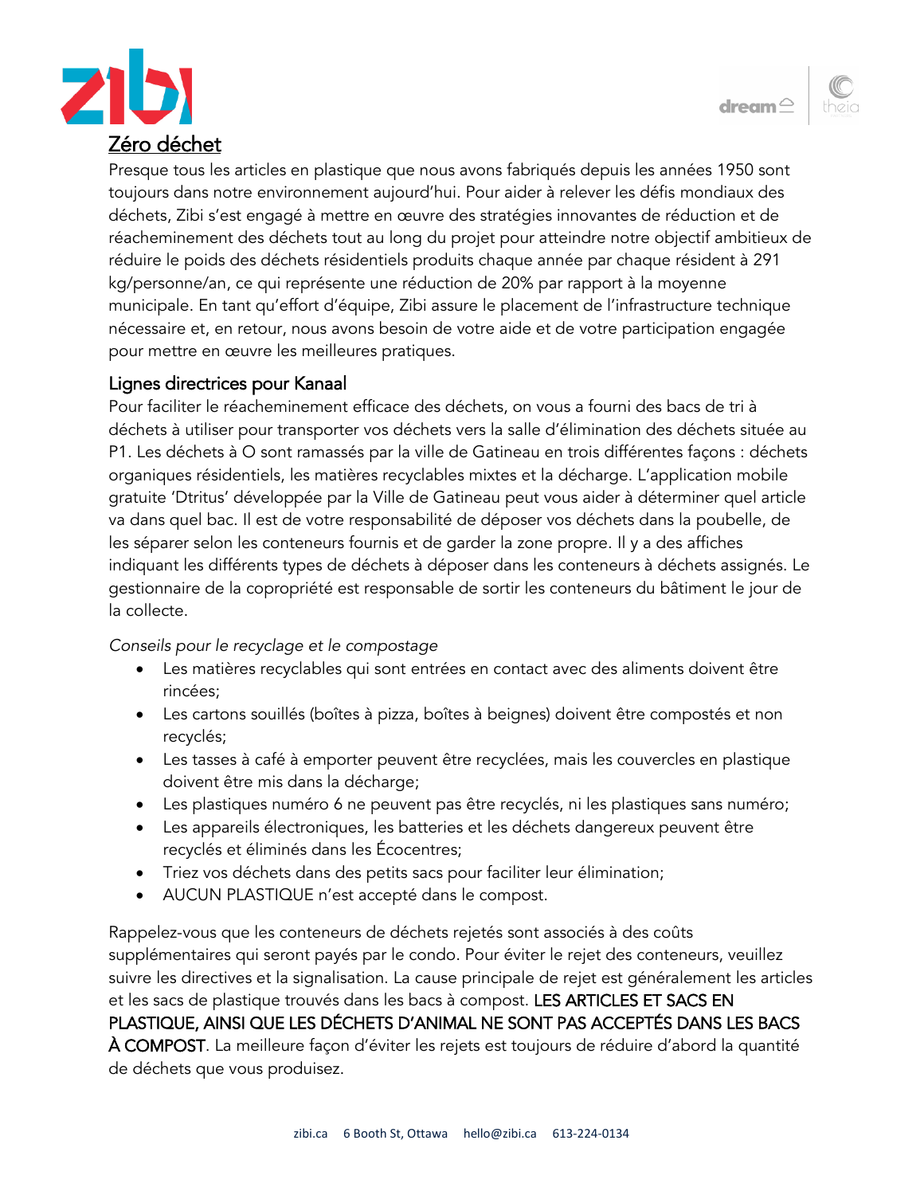## Zéro déchet

Presque tous les articles en plastique que nous avons fabriqués depuis les années 1950 sont toujours dans notre environnement aujourd'hui. Pour aider à relever les défis mondiaux des déchets, Zibi s'est engagé à mettre en œuvre des stratégies innovantes de réduction et de réacheminement des déchets tout au long du projet pour atteindre notre objectif ambitieux de réduire le poids des déchets résidentiels produits chaque année par chaque résident à 291 kg/personne/an, ce qui représente une réduction de 20% par rapport à la moyenne municipale. En tant qu'effort d'équipe, Zibi assure le placement de l'infrastructure technique nécessaire et, en retour, nous avons besoin de votre aide et de votre participation engagée pour mettre en œuvre les meilleures pratiques.

### Lignes directrices pour Kanaal

Pour faciliter le réacheminement efficace des déchets, on vous a fourni des bacs de tri à déchets à utiliser pour transporter vos déchets vers la salle d'élimination des déchets située au P1. Les déchets à O sont ramassés par la ville de Gatineau en trois différentes façons : déchets organiques résidentiels, les matières recyclables mixtes et la décharge. L'application mobile gratuite 'Dtritus' développée par la Ville de Gatineau peut vous aider à déterminer quel article va dans quel bac. Il est de votre responsabilité de déposer vos déchets dans la poubelle, de les séparer selon les conteneurs fournis et de garder la zone propre. Il y a des affiches indiquant les différents types de déchets à déposer dans les conteneurs à déchets assignés. Le gestionnaire de la copropriété est responsable de sortir les conteneurs du bâtiment le jour de la collecte.

*Conseils pour le recyclage et le compostage*

- Les matières recyclables qui sont entrées en contact avec des aliments doivent être rincées;
- Les cartons souillés (boîtes à pizza, boîtes à beignes) doivent être compostés et non recyclés;
- Les tasses à café à emporter peuvent être recyclées, mais les couvercles en plastique doivent être mis dans la décharge;
- Les plastiques numéro 6 ne peuvent pas être recyclés, ni les plastiques sans numéro;
- Les appareils électroniques, les batteries et les déchets dangereux peuvent être recyclés et éliminés dans les Écocentres;
- Triez vos déchets dans des petits sacs pour faciliter leur élimination;
- AUCUN PLASTIQUE n'est accepté dans le compost.

Rappelez-vous que les conteneurs de déchets rejetés sont associés à des coûts supplémentaires qui seront payés par le condo. Pour éviter le rejet des conteneurs, veuillez suivre les directives et la signalisation. La cause principale de rejet est généralement les articles et les sacs de plastique trouvés dans les bacs à compost. LES ARTICLES ET SACS EN PLASTIQUE, AINSI QUE LES DÉCHETS D'ANIMAL NE SONT PAS ACCEPTÉS DANS LES BACS À COMPOST. La meilleure façon d'éviter les rejets est toujours de réduire d'abord la quantité de déchets que vous produisez.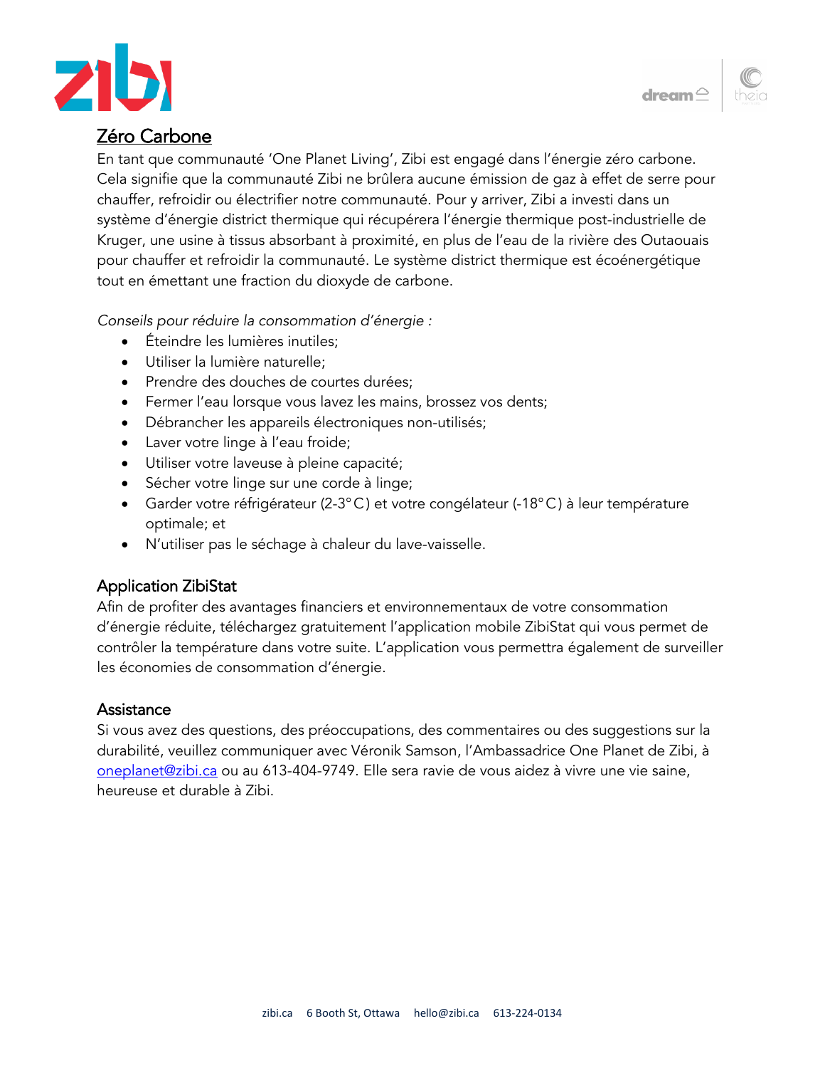## Zéro Carbone

En tant que communauté 'One Planet Living', Zibi est engagé dans l'énergie zéro carbone. Cela signifie que la communauté Zibi ne brûlera aucune émission de gaz à effet de serre pour chauffer, refroidir ou électrifier notre communauté. Pour y arriver, Zibi a investi dans un système d'énergie district thermique qui récupérera l'énergie thermique post-industrielle de Kruger, une usine à tissus absorbant à proximité, en plus de l'eau de la rivière des Outaouais pour chauffer et refroidir la communauté. Le système district thermique est écoénergétique tout en émettant une fraction du dioxyde de carbone.

*Conseils pour réduire la consommation d'énergie :*

- Éteindre les lumières inutiles;
- Utiliser la lumière naturelle;
- Prendre des douches de courtes durées;
- Fermer l'eau lorsque vous lavez les mains, brossez vos dents;
- Débrancher les appareils électroniques non-utilisés;
- Laver votre linge à l'eau froide;
- Utiliser votre laveuse à pleine capacité;
- Sécher votre linge sur une corde à linge;
- Garder votre réfrigérateur (2-3°C) et votre congélateur (-18°C) à leur température optimale; et
- N'utiliser pas le séchage à chaleur du lave-vaisselle.

## Application ZibiStat

Afin de profiter des avantages financiers et environnementaux de votre consommation d'énergie réduite, téléchargez gratuitement l'application mobile ZibiStat qui vous permet de contrôler la température dans votre suite. L'application vous permettra également de surveiller les économies de consommation d'énergie.

## Assistance

Si vous avez des questions, des préoccupations, des commentaires ou des suggestions sur la durabilité, veuillez communiquer avec Véronik Samson, l'Ambassadrice One Planet de Zibi, à oneplanet@zibi.ca ou au 613-404-9749. Elle sera ravie de vous aidez à vivre une vie saine, heureuse et durable à Zibi.